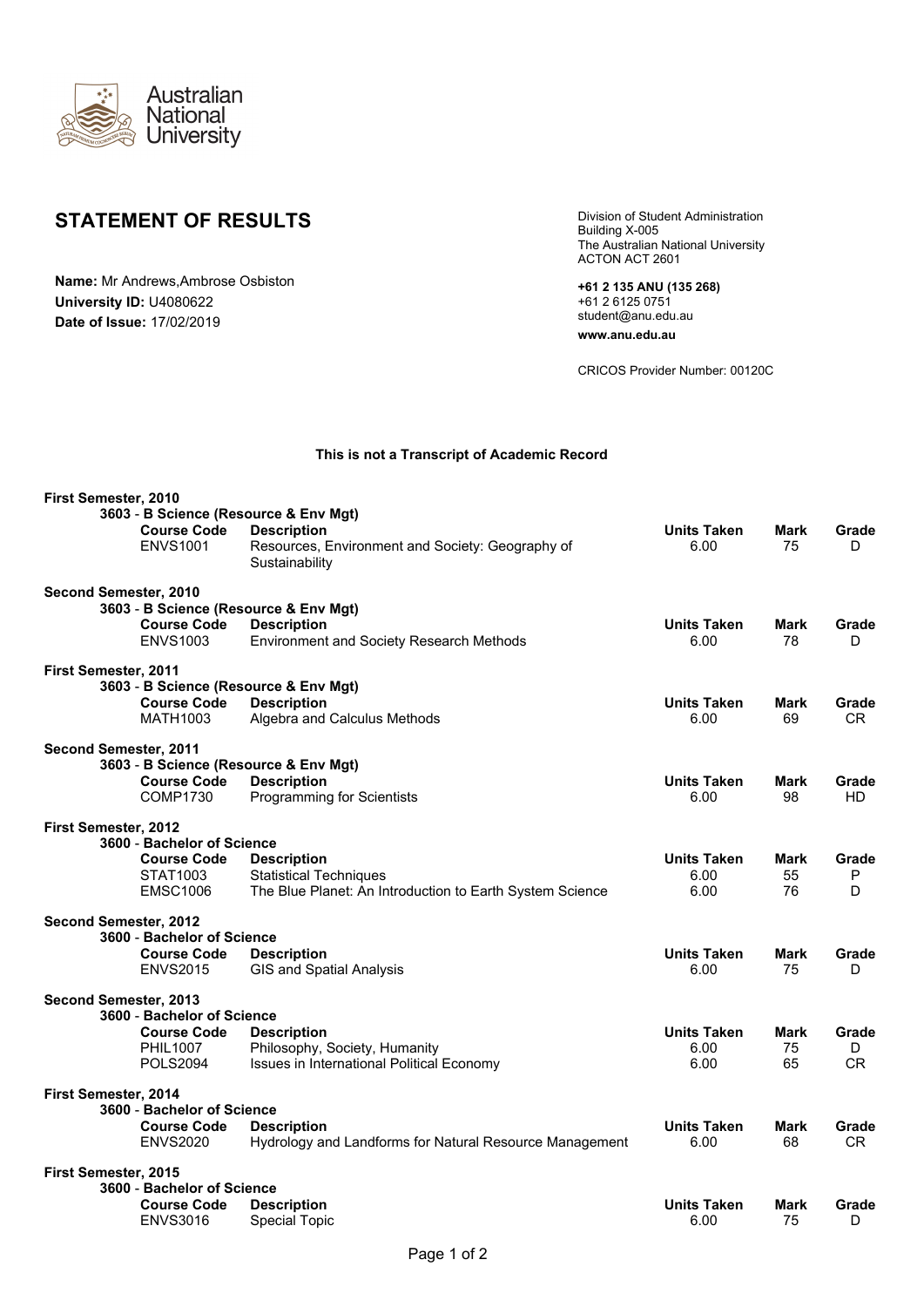Australian National University

# STATEMENT OF RESULTS

**Name:** Mr Andrews,Ambrose Osbiston
**University ID:** U4080622
**Date of Issue:** 17/02/2019

Division of Student Administration
Building X-005
The Australian National University
ACTON ACT 2601

**+61 2 135 ANU (135 268)**
+61 2 6125 0751
student@anu.edu.au
**www.anu.edu.au**

CRICOS Provider Number: 00120C

**This is not a Transcript of Academic Record**

**First Semester, 2010**
**3603 - B Science (Resource & Env Mgt)**

| Course Code | Description | Units Taken | Mark | Grade |
|---|---|---|---|---|
| ENVS1001 | Resources, Environment and Society: Geography of Sustainability | 6.00 | 75 | D |

**Second Semester, 2010**
**3603 - B Science (Resource & Env Mgt)**

| Course Code | Description | Units Taken | Mark | Grade |
|---|---|---|---|---|
| ENVS1003 | Environment and Society Research Methods | 6.00 | 78 | D |

**First Semester, 2011**
**3603 - B Science (Resource & Env Mgt)**

| Course Code | Description | Units Taken | Mark | Grade |
|---|---|---|---|---|
| MATH1003 | Algebra and Calculus Methods | 6.00 | 69 | CR |

**Second Semester, 2011**
**3603 - B Science (Resource & Env Mgt)**

| Course Code | Description | Units Taken | Mark | Grade |
|---|---|---|---|---|
| COMP1730 | Programming for Scientists | 6.00 | 98 | HD |

**First Semester, 2012**
**3600 - Bachelor of Science**

| Course Code | Description | Units Taken | Mark | Grade |
|---|---|---|---|---|
| STAT1003 | Statistical Techniques | 6.00 | 55 | P |
| EMSC1006 | The Blue Planet: An Introduction to Earth System Science | 6.00 | 76 | D |

**Second Semester, 2012**
**3600 - Bachelor of Science**

| Course Code | Description | Units Taken | Mark | Grade |
|---|---|---|---|---|
| ENVS2015 | GIS and Spatial Analysis | 6.00 | 75 | D |

**Second Semester, 2013**
**3600 - Bachelor of Science**

| Course Code | Description | Units Taken | Mark | Grade |
|---|---|---|---|---|
| PHIL1007 | Philosophy, Society, Humanity | 6.00 | 75 | D |
| POLS2094 | Issues in International Political Economy | 6.00 | 65 | CR |

**First Semester, 2014**
**3600 - Bachelor of Science**

| Course Code | Description | Units Taken | Mark | Grade |
|---|---|---|---|---|
| ENVS2020 | Hydrology and Landforms for Natural Resource Management | 6.00 | 68 | CR |

**First Semester, 2015**
**3600 - Bachelor of Science**

| Course Code | Description | Units Taken | Mark | Grade |
|---|---|---|---|---|
| ENVS3016 | Special Topic | 6.00 | 75 | D |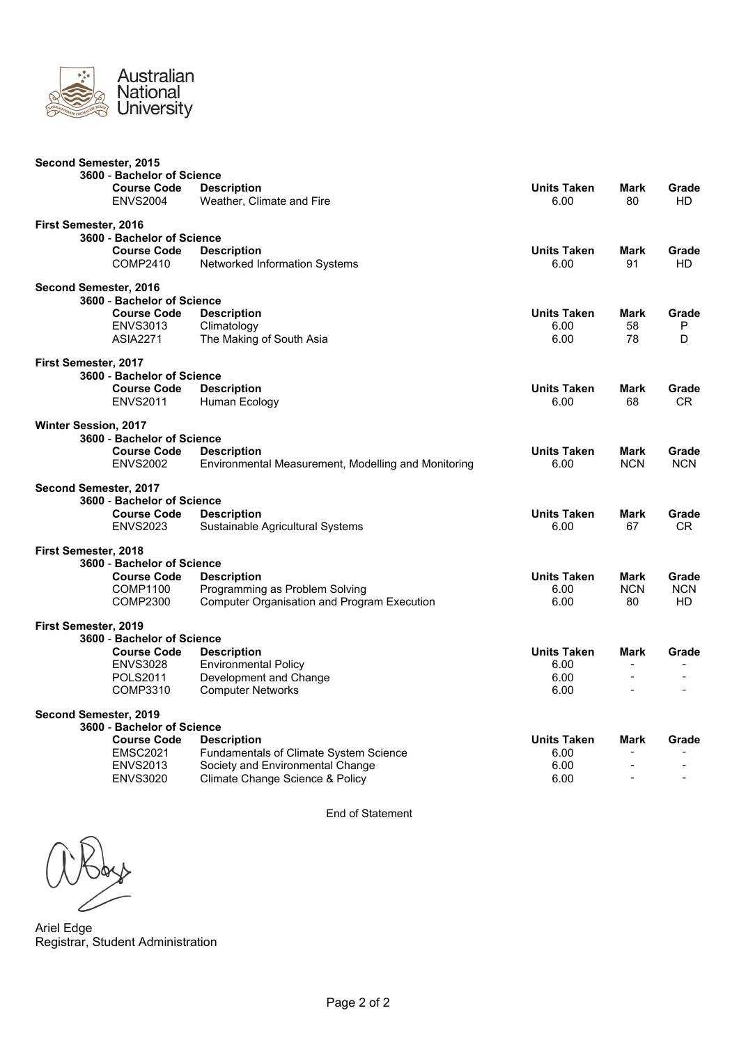Australian National University

**Second Semester, 2015**

**3600 - Bachelor of Science**

| Course Code | Description | Units Taken | Mark | Grade |
|---|---|---|---|---|
| ENVS2004 | Weather, Climate and Fire | 6.00 | 80 | HD |

**First Semester, 2016**

**3600 - Bachelor of Science**

| Course Code | Description | Units Taken | Mark | Grade |
|---|---|---|---|---|
| COMP2410 | Networked Information Systems | 6.00 | 91 | HD |

**Second Semester, 2016**

**3600 - Bachelor of Science**

| Course Code | Description | Units Taken | Mark | Grade |
|---|---|---|---|---|
| ENVS3013 | Climatology | 6.00 | 58 | P |
| ASIA2271 | The Making of South Asia | 6.00 | 78 | D |

**First Semester, 2017**

**3600 - Bachelor of Science**

| Course Code | Description | Units Taken | Mark | Grade |
|---|---|---|---|---|
| ENVS2011 | Human Ecology | 6.00 | 68 | CR |

**Winter Session, 2017**

**3600 - Bachelor of Science**

| Course Code | Description | Units Taken | Mark | Grade |
|---|---|---|---|---|
| ENVS2002 | Environmental Measurement, Modelling and Monitoring | 6.00 | NCN | NCN |

**Second Semester, 2017**

**3600 - Bachelor of Science**

| Course Code | Description | Units Taken | Mark | Grade |
|---|---|---|---|---|
| ENVS2023 | Sustainable Agricultural Systems | 6.00 | 67 | CR |

**First Semester, 2018**

**3600 - Bachelor of Science**

| Course Code | Description | Units Taken | Mark | Grade |
|---|---|---|---|---|
| COMP1100 | Programming as Problem Solving | 6.00 | NCN | NCN |
| COMP2300 | Computer Organisation and Program Execution | 6.00 | 80 | HD |

**First Semester, 2019**

**3600 - Bachelor of Science**

| Course Code | Description | Units Taken | Mark | Grade |
|---|---|---|---|---|
| ENVS3028 | Environmental Policy | 6.00 | - | - |
| POLS2011 | Development and Change | 6.00 | - | - |
| COMP3310 | Computer Networks | 6.00 | - | - |

**Second Semester, 2019**

**3600 - Bachelor of Science**

| Course Code | Description | Units Taken | Mark | Grade |
|---|---|---|---|---|
| EMSC2021 | Fundamentals of Climate System Science | 6.00 | - | - |
| ENVS2013 | Society and Environmental Change | 6.00 | - | - |
| ENVS3020 | Climate Change Science & Policy | 6.00 | - | - |

End of Statement

Ariel Edge
Registrar, Student Administration